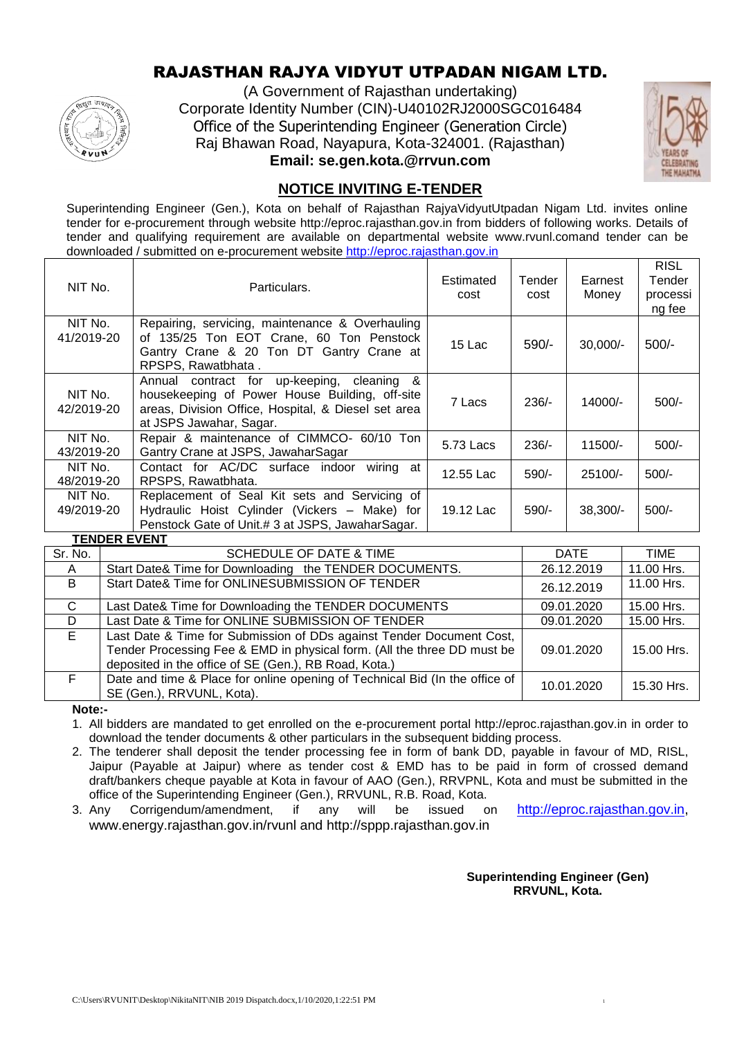# RAJASTHAN RAJYA VIDYUT UTPADAN NIGAM LTD.

(A Government of Rajasthan undertaking)
Corporate Identity Number (CIN)-U40102RJ2000SGC016484
Office of the Superintending Engineer (Generation Circle)
Raj Bhawan Road, Nayapura, Kota-324001. (Rajasthan)
**Email: se.gen.kota.@rrvun.com**

## NOTICE INVITING E-TENDER

Superintending Engineer (Gen.), Kota on behalf of Rajasthan RajyaVidyutUtpadan Nigam Ltd. invites online tender for e-procurement through website http://eproc.rajasthan.gov.in from bidders of following works. Details of tender and qualifying requirement are available on departmental website www.rvunl.comand tender can be downloaded / submitted on e-procurement website http://eproc.rajasthan.gov.in

| NIT No. | Particulars. | Estimated cost | Tender cost | Earnest Money | RISL Tender processing fee |
|---|---|---|---|---|---|
| NIT No. 41/2019-20 | Repairing, servicing, maintenance & Overhauling of 135/25 Ton EOT Crane, 60 Ton Penstock Gantry Crane & 20 Ton DT Gantry Crane at RPSPS, Rawatbhata . | 15 Lac | 590/- | 30,000/- | 500/- |
| NIT No. 42/2019-20 | Annual contract for up-keeping, cleaning & housekeeping of Power House Building, off-site areas, Division Office, Hospital, & Diesel set area at JSPS Jawahar, Sagar. | 7 Lacs | 236/- | 14000/- | 500/- |
| NIT No. 43/2019-20 | Repair & maintenance of CIMMCO- 60/10 Ton Gantry Crane at JSPS, JawaharSagar | 5.73 Lacs | 236/- | 11500/- | 500/- |
| NIT No. 48/2019-20 | Contact for AC/DC surface indoor wiring at RPSPS, Rawatbhata. | 12.55 Lac | 590/- | 25100/- | 500/- |
| NIT No. 49/2019-20 | Replacement of Seal Kit sets and Servicing of Hydraulic Hoist Cylinder (Vickers – Make) for Penstock Gate of Unit.# 3 at JSPS, JawaharSagar. | 19.12 Lac | 590/- | 38,300/- | 500/- |

**TENDER EVENT**

| Sr. No. | SCHEDULE OF DATE & TIME | DATE | TIME |
|---|---|---|---|
| A | Start Date& Time for Downloading the TENDER DOCUMENTS. | 26.12.2019 | 11.00 Hrs. |
| B | Start Date& Time for ONLINESUBMISSION OF TENDER | 26.12.2019 | 11.00 Hrs. |
| C | Last Date& Time for Downloading the TENDER DOCUMENTS | 09.01.2020 | 15.00 Hrs. |
| D | Last Date & Time for ONLINE SUBMISSION OF TENDER | 09.01.2020 | 15.00 Hrs. |
| E | Last Date & Time for Submission of DDs against Tender Document Cost, Tender Processing Fee & EMD in physical form. (All the three DD must be deposited in the office of SE (Gen.), RB Road, Kota.) | 09.01.2020 | 15.00 Hrs. |
| F | Date and time & Place for online opening of Technical Bid (In the office of SE (Gen.), RRVUNL, Kota). | 10.01.2020 | 15.30 Hrs. |

**Note:-**

1. All bidders are mandated to get enrolled on the e-procurement portal http://eproc.rajasthan.gov.in in order to download the tender documents & other particulars in the subsequent bidding process.
2. The tenderer shall deposit the tender processing fee in form of bank DD, payable in favour of MD, RISL, Jaipur (Payable at Jaipur) where as tender cost & EMD has to be paid in form of crossed demand draft/bankers cheque payable at Kota in favour of AAO (Gen.), RRVPNL, Kota and must be submitted in the office of the Superintending Engineer (Gen.), RRVUNL, R.B. Road, Kota.
3. Any Corrigendum/amendment, if any will be issued on http://eproc.rajasthan.gov.in, www.energy.rajasthan.gov.in/rvunl and http://sppp.rajasthan.gov.in

**Superintending Engineer (Gen)**
**RRVUNL, Kota.**

C:\Users\RVUNIT\Desktop\NikitaNIT\NIB 2019 Dispatch.docx,1/10/2020,1:22:51 PM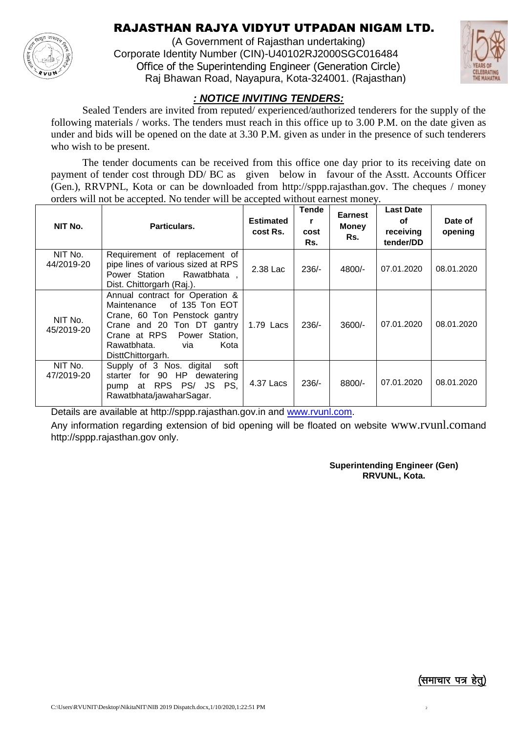# RAJASTHAN RAJYA VIDYUT UTPADAN NIGAM LTD.

(A Government of Rajasthan undertaking)
Corporate Identity Number (CIN)-U40102RJ2000SGC016484
Office of the Superintending Engineer (Generation Circle)
Raj Bhawan Road, Nayapura, Kota-324001. (Rajasthan)

## *: NOTICE INVITING TENDERS:*

Sealed Tenders are invited from reputed/ experienced/authorized tenderers for the supply of the following materials / works. The tenders must reach in this office up to 3.00 P.M. on the date given as under and bids will be opened on the date at 3.30 P.M. given as under in the presence of such tenderers who wish to be present.

The tender documents can be received from this office one day prior to its receiving date on payment of tender cost through DD/ BC as given below in favour of the Asstt. Accounts Officer (Gen.), RRVPNL, Kota or can be downloaded from http://sppp.rajasthan.gov. The cheques / money orders will not be accepted. No tender will be accepted without earnest money.

| NIT No. | Particulars. | Estimated cost Rs. | Tender cost Rs. | Earnest Money Rs. | Last Date of receiving tender/DD | Date of opening |
|---|---|---|---|---|---|---|
| NIT No. 44/2019-20 | Requirement of replacement of pipe lines of various sized at RPS Power Station Rawatbhata , Dist. Chittorgarh (Raj.). | 2.38 Lac | 236/- | 4800/- | 07.01.2020 | 08.01.2020 |
| NIT No. 45/2019-20 | Annual contract for Operation & Maintenance of 135 Ton EOT Crane, 60 Ton Penstock gantry Crane and 20 Ton DT gantry Crane at RPS Power Station, Rawatbhata. via Kota DisttChittorgarh. | 1.79 Lacs | 236/- | 3600/- | 07.01.2020 | 08.01.2020 |
| NIT No. 47/2019-20 | Supply of 3 Nos. digital soft starter for 90 HP dewatering pump at RPS PS/ JS PS, Rawatbhata/jawaharSagar. | 4.37 Lacs | 236/- | 8800/- | 07.01.2020 | 08.01.2020 |

Details are available at http://sppp.rajasthan.gov.in and www.rvunl.com.

Any information regarding extension of bid opening will be floated on website www.rvunl.comand http://sppp.rajasthan.gov only.

**Superintending Engineer (Gen)**
**RRVUNL, Kota.**

**(समाचार पत्र हेतु)**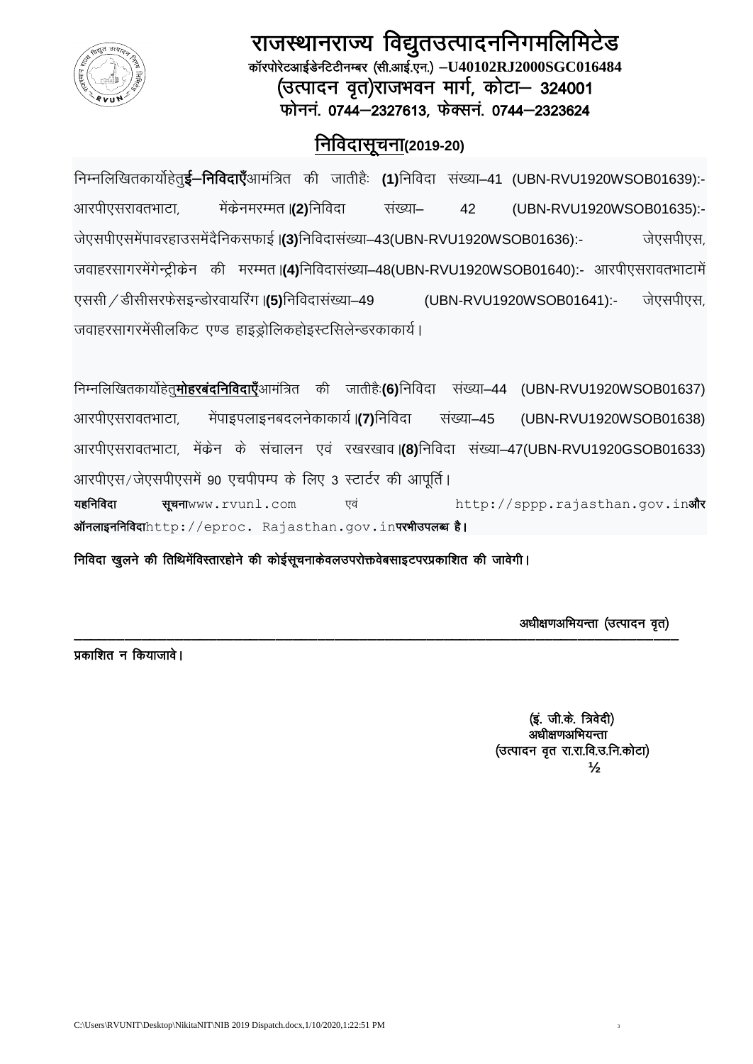# राजस्थानराज्य विद्युतउत्पादननिगमलिमिटेड

**कॉरपोरेटआईडेनटिटीनम्बर (सी.आई.एन.) –U40102RJ2000SGC016484**

**(उत्पादन वृत)राजभवन मार्ग, कोटा– 324001**

**फोननं. 0744–2327613, फेक्सनं. 0744–2323624**

## निविदासूचना(2019-20)

निम्नलिखितकार्योहेतु**ई–निविदाएँ**आमंत्रित की जातीहैः **(1)**निविदा संख्या–41 (UBN-RVU1920WSOB01639):- आरपीएसरावतभाटा, मेंक्रेनमरम्मत।**(2)**निविदा संख्या– 42 (UBN-RVU1920WSOB01635):- जेएसपीएसमेंपावरहाउसमेंदैनिकसफाई।**(3)**निविदासंख्या–43(UBN-RVU1920WSOB01636):- जेएसपीएस, जवाहरसागरमेंगेन्ट्रीक्रेन की मरम्मत।**(4)**निविदासंख्या–48(UBN-RVU1920WSOB01640):- आरपीएसरावतभाटामें एससी / डीसीसरफेसइन्डोरवायरिंग।**(5)**निविदासंख्या–49 (UBN-RVU1920WSOB01641):- जेएसपीएस, जवाहरसागरमेंसीलकिट एण्ड हाइड्रोलिकहोइस्टसिलेन्डरकाकार्य।

निम्नलिखितकार्योहेतु**मोहरबंदनिविदाएँ**आमंत्रित की जातीहैः**(6)**निविदा संख्या–44 (UBN-RVU1920WSOB01637) आरपीएसरावतभाटा, मेंपाइपलाइनबदलनेकाकार्य।**(7)**निविदा संख्या–45 (UBN-RVU1920WSOB01638) आरपीएसरावतभाटा, मेंक्रेन के संचालन एवं रखरखाव।**(8)**निविदा संख्या–47(UBN-RVU1920GSOB01633) आरपीएस/जेएसपीएसमें 90 एचपीपम्प के लिए 3 स्टार्टर की आपूर्ति।

**यहनिविदा सूचना**www.rvunl.com एवं http://sppp.rajasthan.gov.in**और ऑनलाइननिविदा**http://eproc. Rajasthan.gov.in**परभीउपलब्ध है।**

**निविदा खुलने की तिथिमेंविस्तारहोने की कोईसूचनाकेवलउपरोक्तवेबसाइटपरप्रकाशित की जावेगी।**

**अधीक्षणअभियन्ता (उत्पादन वृत)**

---

**प्रकाशित न कियाजावे।**

**(इं. जी.के. त्रिवेदी)**
**अधीक्षणअभियन्ता**
**(उत्पादन वृत रा.रा.वि.उ.नि.कोटा)**
**½**

C:\Users\RVUNIT\Desktop\NikitaNIT\NIB 2019 Dispatch.docx,1/10/2020,1:22:51 PM